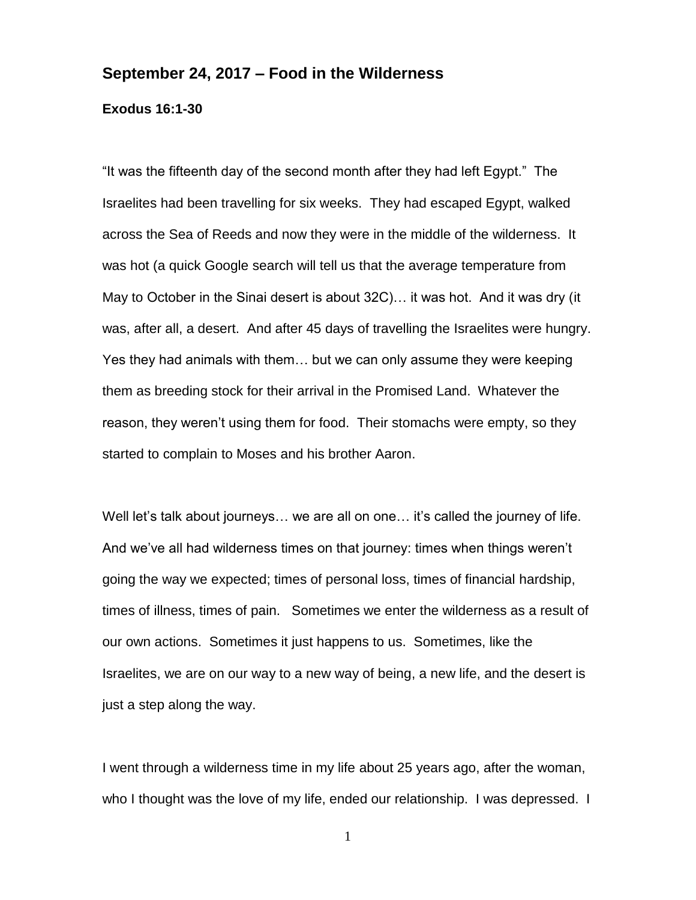## September 24, 2017 – Food in the Wilderness

**Exodus 16:1-30**

"It was the fifteenth day of the second month after they had left Egypt." The Israelites had been travelling for six weeks. They had escaped Egypt, walked across the Sea of Reeds and now they were in the middle of the wilderness. It was hot (a quick Google search will tell us that the average temperature from May to October in the Sinai desert is about 32C)… it was hot. And it was dry (it was, after all, a desert. And after 45 days of travelling the Israelites were hungry. Yes they had animals with them… but we can only assume they were keeping them as breeding stock for their arrival in the Promised Land. Whatever the reason, they weren't using them for food. Their stomachs were empty, so they started to complain to Moses and his brother Aaron.

Well let's talk about journeys… we are all on one… it's called the journey of life. And we've all had wilderness times on that journey: times when things weren't going the way we expected; times of personal loss, times of financial hardship, times of illness, times of pain. Sometimes we enter the wilderness as a result of our own actions. Sometimes it just happens to us. Sometimes, like the Israelites, we are on our way to a new way of being, a new life, and the desert is just a step along the way.

I went through a wilderness time in my life about 25 years ago, after the woman, who I thought was the love of my life, ended our relationship. I was depressed. I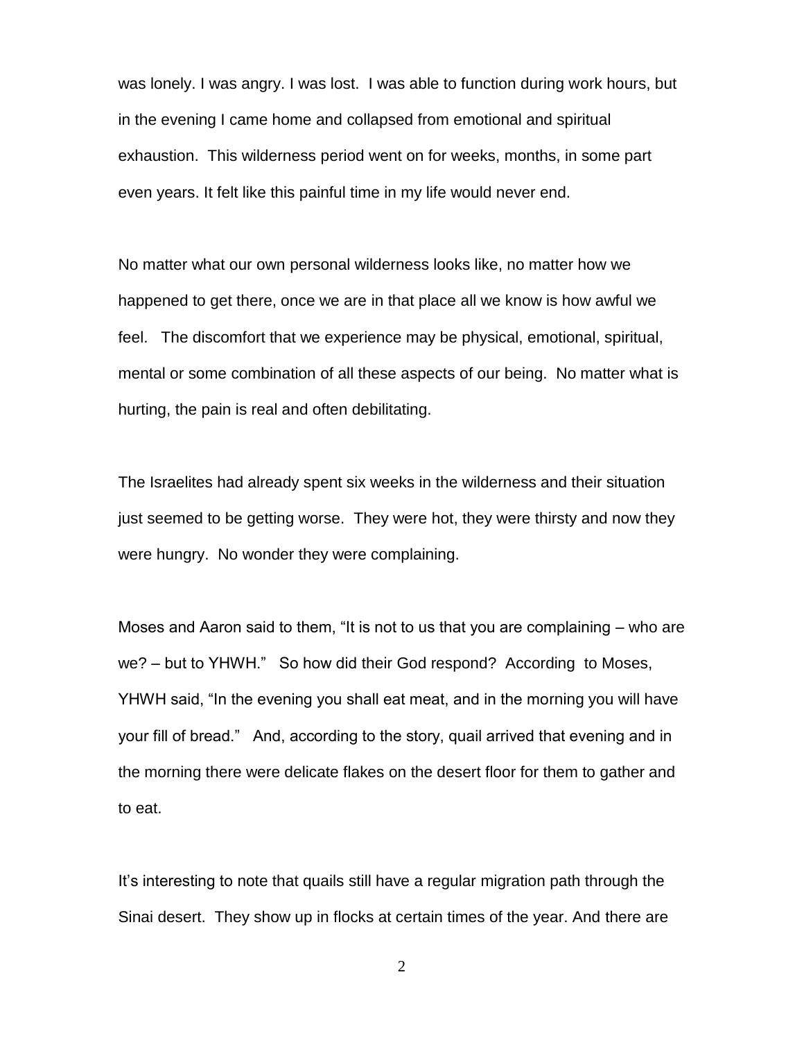was lonely. I was angry. I was lost. I was able to function during work hours, but in the evening I came home and collapsed from emotional and spiritual exhaustion. This wilderness period went on for weeks, months, in some part even years. It felt like this painful time in my life would never end.

No matter what our own personal wilderness looks like, no matter how we happened to get there, once we are in that place all we know is how awful we feel. The discomfort that we experience may be physical, emotional, spiritual, mental or some combination of all these aspects of our being. No matter what is hurting, the pain is real and often debilitating.

The Israelites had already spent six weeks in the wilderness and their situation just seemed to be getting worse. They were hot, they were thirsty and now they were hungry. No wonder they were complaining.

Moses and Aaron said to them, "It is not to us that you are complaining – who are we? – but to YHWH." So how did their God respond? According to Moses, YHWH said, "In the evening you shall eat meat, and in the morning you will have your fill of bread." And, according to the story, quail arrived that evening and in the morning there were delicate flakes on the desert floor for them to gather and to eat.

It's interesting to note that quails still have a regular migration path through the Sinai desert. They show up in flocks at certain times of the year. And there are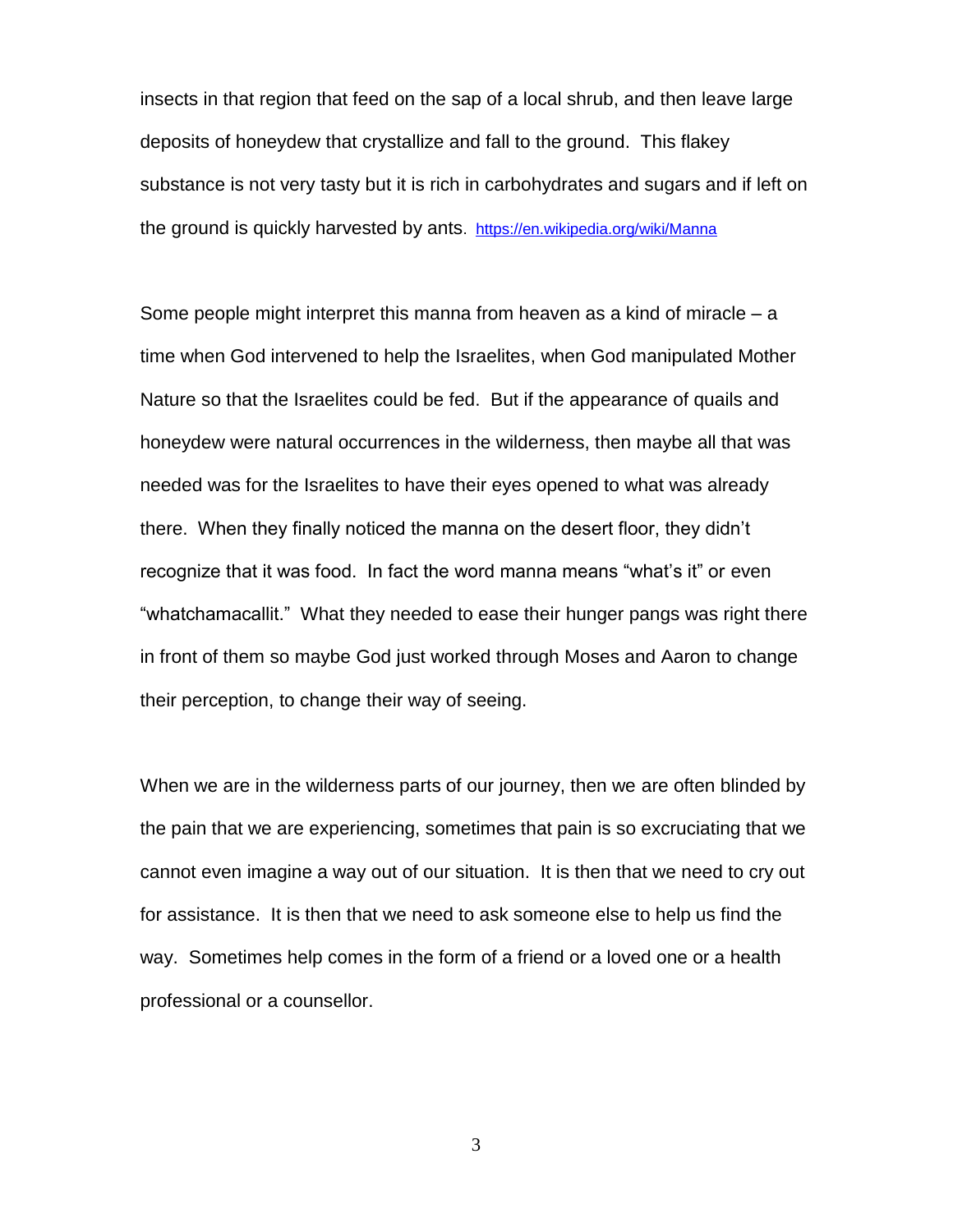insects in that region that feed on the sap of a local shrub, and then leave large deposits of honeydew that crystallize and fall to the ground. This flakey substance is not very tasty but it is rich in carbohydrates and sugars and if left on the ground is quickly harvested by ants. https://en.wikipedia.org/wiki/Manna

Some people might interpret this manna from heaven as a kind of miracle – a time when God intervened to help the Israelites, when God manipulated Mother Nature so that the Israelites could be fed. But if the appearance of quails and honeydew were natural occurrences in the wilderness, then maybe all that was needed was for the Israelites to have their eyes opened to what was already there. When they finally noticed the manna on the desert floor, they didn't recognize that it was food. In fact the word manna means "what's it" or even "whatchamacallit." What they needed to ease their hunger pangs was right there in front of them so maybe God just worked through Moses and Aaron to change their perception, to change their way of seeing.

When we are in the wilderness parts of our journey, then we are often blinded by the pain that we are experiencing, sometimes that pain is so excruciating that we cannot even imagine a way out of our situation. It is then that we need to cry out for assistance. It is then that we need to ask someone else to help us find the way. Sometimes help comes in the form of a friend or a loved one or a health professional or a counsellor.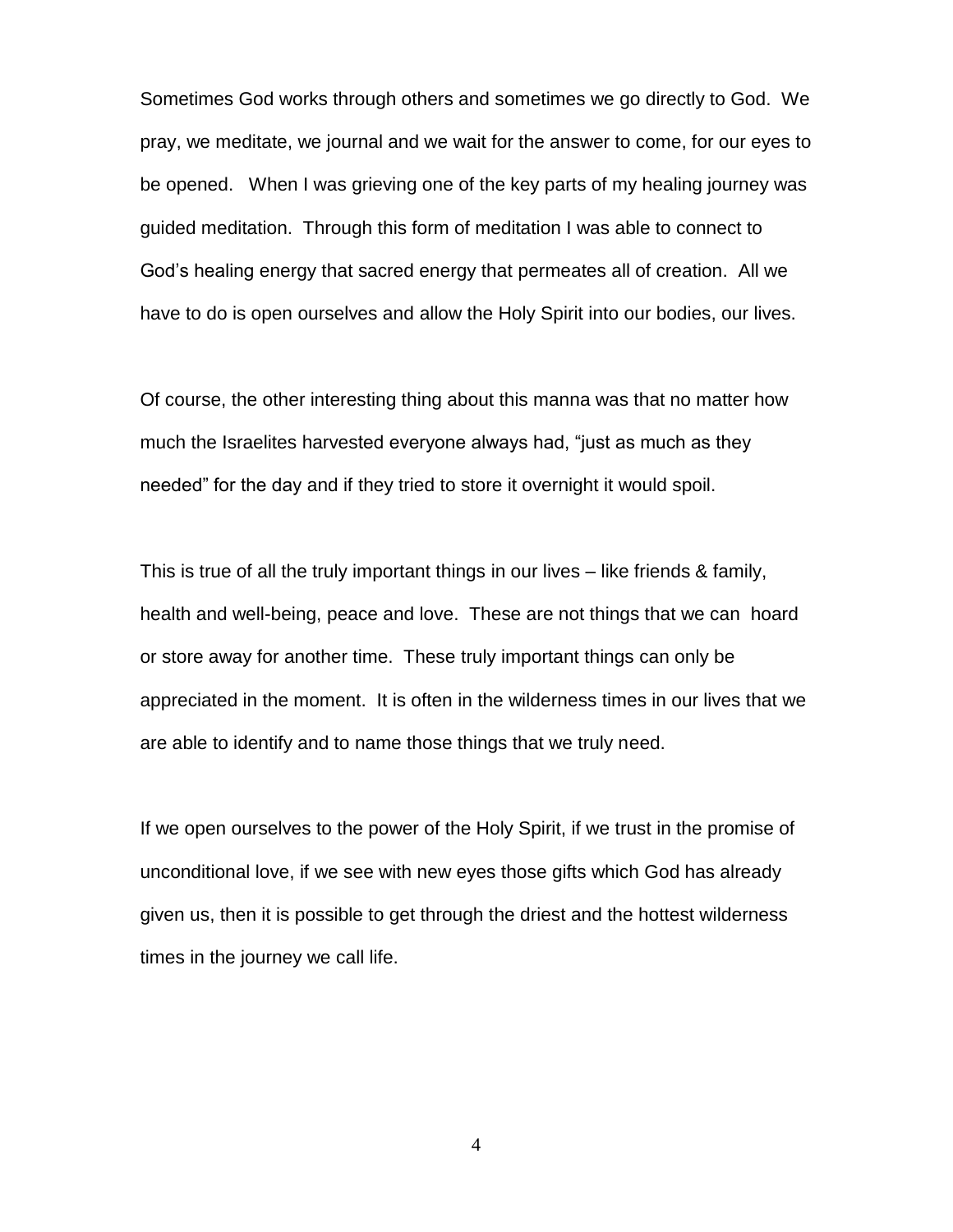Sometimes God works through others and sometimes we go directly to God. We pray, we meditate, we journal and we wait for the answer to come, for our eyes to be opened. When I was grieving one of the key parts of my healing journey was guided meditation. Through this form of meditation I was able to connect to God's healing energy that sacred energy that permeates all of creation. All we have to do is open ourselves and allow the Holy Spirit into our bodies, our lives.

Of course, the other interesting thing about this manna was that no matter how much the Israelites harvested everyone always had, "just as much as they needed" for the day and if they tried to store it overnight it would spoil.

This is true of all the truly important things in our lives – like friends & family, health and well-being, peace and love. These are not things that we can hoard or store away for another time. These truly important things can only be appreciated in the moment. It is often in the wilderness times in our lives that we are able to identify and to name those things that we truly need.

If we open ourselves to the power of the Holy Spirit, if we trust in the promise of unconditional love, if we see with new eyes those gifts which God has already given us, then it is possible to get through the driest and the hottest wilderness times in the journey we call life.